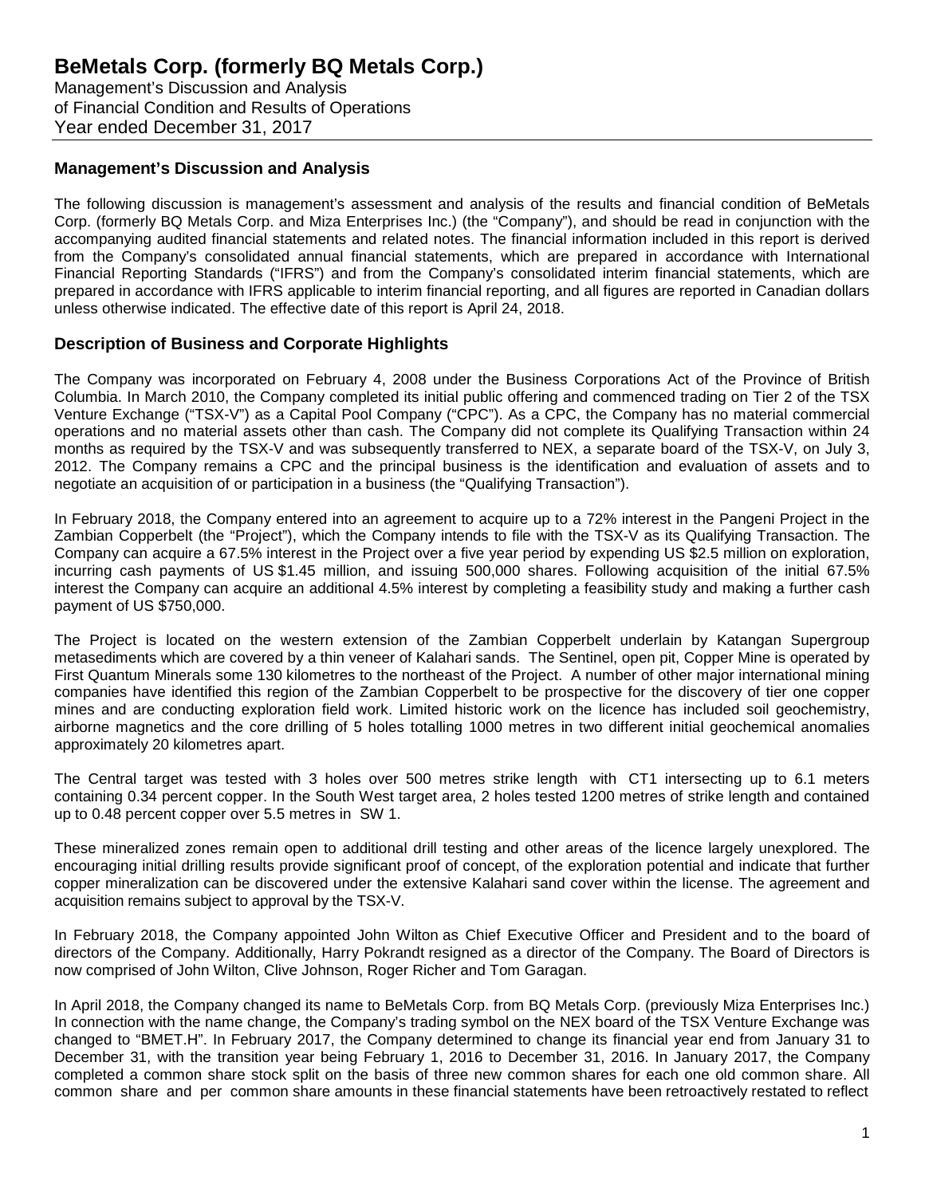# BeMetals Corp. (formerly BQ Metals Corp.)

Management's Discussion and Analysis
of Financial Condition and Results of Operations
Year ended December 31, 2017

## Management's Discussion and Analysis

The following discussion is management's assessment and analysis of the results and financial condition of BeMetals Corp. (formerly BQ Metals Corp. and Miza Enterprises Inc.) (the "Company"), and should be read in conjunction with the accompanying audited financial statements and related notes. The financial information included in this report is derived from the Company's consolidated annual financial statements, which are prepared in accordance with International Financial Reporting Standards ("IFRS") and from the Company's consolidated interim financial statements, which are prepared in accordance with IFRS applicable to interim financial reporting, and all figures are reported in Canadian dollars unless otherwise indicated. The effective date of this report is April 24, 2018.

## Description of Business and Corporate Highlights

The Company was incorporated on February 4, 2008 under the Business Corporations Act of the Province of British Columbia. In March 2010, the Company completed its initial public offering and commenced trading on Tier 2 of the TSX Venture Exchange ("TSX-V") as a Capital Pool Company ("CPC"). As a CPC, the Company has no material commercial operations and no material assets other than cash. The Company did not complete its Qualifying Transaction within 24 months as required by the TSX-V and was subsequently transferred to NEX, a separate board of the TSX-V, on July 3, 2012. The Company remains a CPC and the principal business is the identification and evaluation of assets and to negotiate an acquisition of or participation in a business (the "Qualifying Transaction").

In February 2018, the Company entered into an agreement to acquire up to a 72% interest in the Pangeni Project in the Zambian Copperbelt (the "Project"), which the Company intends to file with the TSX-V as its Qualifying Transaction. The Company can acquire a 67.5% interest in the Project over a five year period by expending US $2.5 million on exploration, incurring cash payments of US $1.45 million, and issuing 500,000 shares. Following acquisition of the initial 67.5% interest the Company can acquire an additional 4.5% interest by completing a feasibility study and making a further cash payment of US $750,000.

The Project is located on the western extension of the Zambian Copperbelt underlain by Katangan Supergroup metasediments which are covered by a thin veneer of Kalahari sands. The Sentinel, open pit, Copper Mine is operated by First Quantum Minerals some 130 kilometres to the northeast of the Project. A number of other major international mining companies have identified this region of the Zambian Copperbelt to be prospective for the discovery of tier one copper mines and are conducting exploration field work. Limited historic work on the licence has included soil geochemistry, airborne magnetics and the core drilling of 5 holes totalling 1000 metres in two different initial geochemical anomalies approximately 20 kilometres apart.

The Central target was tested with 3 holes over 500 metres strike length with CT1 intersecting up to 6.1 meters containing 0.34 percent copper. In the South West target area, 2 holes tested 1200 metres of strike length and contained up to 0.48 percent copper over 5.5 metres in SW 1.

These mineralized zones remain open to additional drill testing and other areas of the licence largely unexplored. The encouraging initial drilling results provide significant proof of concept, of the exploration potential and indicate that further copper mineralization can be discovered under the extensive Kalahari sand cover within the license. The agreement and acquisition remains subject to approval by the TSX-V.

In February 2018, the Company appointed John Wilton as Chief Executive Officer and President and to the board of directors of the Company. Additionally, Harry Pokrandt resigned as a director of the Company. The Board of Directors is now comprised of John Wilton, Clive Johnson, Roger Richer and Tom Garagan.

In April 2018, the Company changed its name to BeMetals Corp. from BQ Metals Corp. (previously Miza Enterprises Inc.) In connection with the name change, the Company's trading symbol on the NEX board of the TSX Venture Exchange was changed to "BMET.H". In February 2017, the Company determined to change its financial year end from January 31 to December 31, with the transition year being February 1, 2016 to December 31, 2016. In January 2017, the Company completed a common share stock split on the basis of three new common shares for each one old common share. All common share and per common share amounts in these financial statements have been retroactively restated to reflect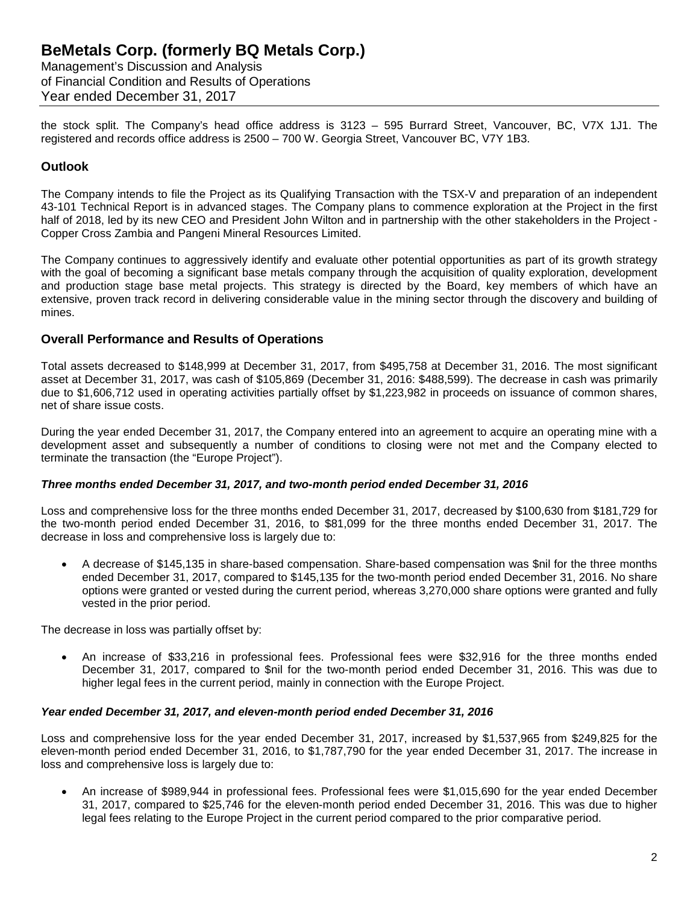the stock split. The Company's head office address is 3123 – 595 Burrard Street, Vancouver, BC, V7X 1J1. The registered and records office address is 2500 – 700 W. Georgia Street, Vancouver BC, V7Y 1B3.

## Outlook

The Company intends to file the Project as its Qualifying Transaction with the TSX-V and preparation of an independent 43-101 Technical Report is in advanced stages. The Company plans to commence exploration at the Project in the first half of 2018, led by its new CEO and President John Wilton and in partnership with the other stakeholders in the Project - Copper Cross Zambia and Pangeni Mineral Resources Limited.

The Company continues to aggressively identify and evaluate other potential opportunities as part of its growth strategy with the goal of becoming a significant base metals company through the acquisition of quality exploration, development and production stage base metal projects. This strategy is directed by the Board, key members of which have an extensive, proven track record in delivering considerable value in the mining sector through the discovery and building of mines.

## Overall Performance and Results of Operations

Total assets decreased to $148,999 at December 31, 2017, from $495,758 at December 31, 2016. The most significant asset at December 31, 2017, was cash of $105,869 (December 31, 2016: $488,599). The decrease in cash was primarily due to $1,606,712 used in operating activities partially offset by $1,223,982 in proceeds on issuance of common shares, net of share issue costs.

During the year ended December 31, 2017, the Company entered into an agreement to acquire an operating mine with a development asset and subsequently a number of conditions to closing were not met and the Company elected to terminate the transaction (the "Europe Project").

### *Three months ended December 31, 2017, and two-month period ended December 31, 2016*

Loss and comprehensive loss for the three months ended December 31, 2017, decreased by $100,630 from $181,729 for the two-month period ended December 31, 2016, to $81,099 for the three months ended December 31, 2017. The decrease in loss and comprehensive loss is largely due to:

- A decrease of $145,135 in share-based compensation. Share-based compensation was $nil for the three months ended December 31, 2017, compared to $145,135 for the two-month period ended December 31, 2016. No share options were granted or vested during the current period, whereas 3,270,000 share options were granted and fully vested in the prior period.

The decrease in loss was partially offset by:

- An increase of $33,216 in professional fees. Professional fees were $32,916 for the three months ended December 31, 2017, compared to $nil for the two-month period ended December 31, 2016. This was due to higher legal fees in the current period, mainly in connection with the Europe Project.

### *Year ended December 31, 2017, and eleven-month period ended December 31, 2016*

Loss and comprehensive loss for the year ended December 31, 2017, increased by $1,537,965 from $249,825 for the eleven-month period ended December 31, 2016, to $1,787,790 for the year ended December 31, 2017. The increase in loss and comprehensive loss is largely due to:

- An increase of $989,944 in professional fees. Professional fees were $1,015,690 for the year ended December 31, 2017, compared to $25,746 for the eleven-month period ended December 31, 2016. This was due to higher legal fees relating to the Europe Project in the current period compared to the prior comparative period.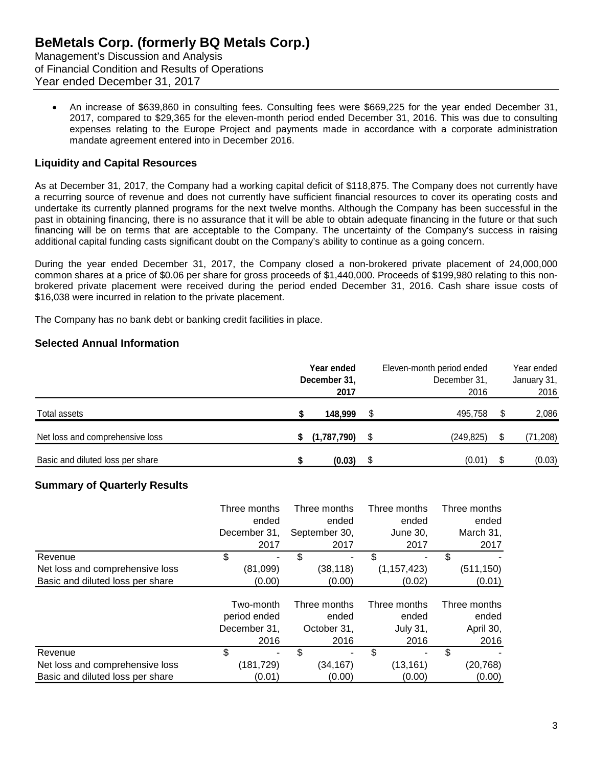- An increase of $639,860 in consulting fees. Consulting fees were $669,225 for the year ended December 31, 2017, compared to $29,365 for the eleven-month period ended December 31, 2016. This was due to consulting expenses relating to the Europe Project and payments made in accordance with a corporate administration mandate agreement entered into in December 2016.

## Liquidity and Capital Resources

As at December 31, 2017, the Company had a working capital deficit of $118,875. The Company does not currently have a recurring source of revenue and does not currently have sufficient financial resources to cover its operating costs and undertake its currently planned programs for the next twelve months. Although the Company has been successful in the past in obtaining financing, there is no assurance that it will be able to obtain adequate financing in the future or that such financing will be on terms that are acceptable to the Company. The uncertainty of the Company's success in raising additional capital funding casts significant doubt on the Company's ability to continue as a going concern.

During the year ended December 31, 2017, the Company closed a non-brokered private placement of 24,000,000 common shares at a price of $0.06 per share for gross proceeds of $1,440,000. Proceeds of $199,980 relating to this non-brokered private placement were received during the period ended December 31, 2016. Cash share issue costs of $16,038 were incurred in relation to the private placement.

The Company has no bank debt or banking credit facilities in place.

## Selected Annual Information

| | **Year ended December 31, 2017** | Eleven-month period ended December 31, 2016 | Year ended January 31, 2016 |
|---|---|---|---|
| Total assets | **$ 148,999** | $ 495,758 | $ 2,086 |
| Net loss and comprehensive loss | **$ (1,787,790)** | $ (249,825) | $ (71,208) |
| Basic and diluted loss per share | **$ (0.03)** | $ (0.01) | $ (0.03) |

## Summary of Quarterly Results

| | Three months ended December 31, 2017 | Three months ended September 30, 2017 | Three months ended June 30, 2017 | Three months ended March 31, 2017 |
|---|---|---|---|---|
| Revenue | $ - | $ - | $ - | $ - |
| Net loss and comprehensive loss | (81,099) | (38,118) | (1,157,423) | (511,150) |
| Basic and diluted loss per share | (0.00) | (0.00) | (0.02) | (0.01) |

| | Two-month period ended December 31, 2016 | Three months ended October 31, 2016 | Three months ended July 31, 2016 | Three months ended April 30, 2016 |
|---|---|---|---|---|
| Revenue | $ - | $ - | $ - | $ - |
| Net loss and comprehensive loss | (181,729) | (34,167) | (13,161) | (20,768) |
| Basic and diluted loss per share | (0.01) | (0.00) | (0.00) | (0.00) |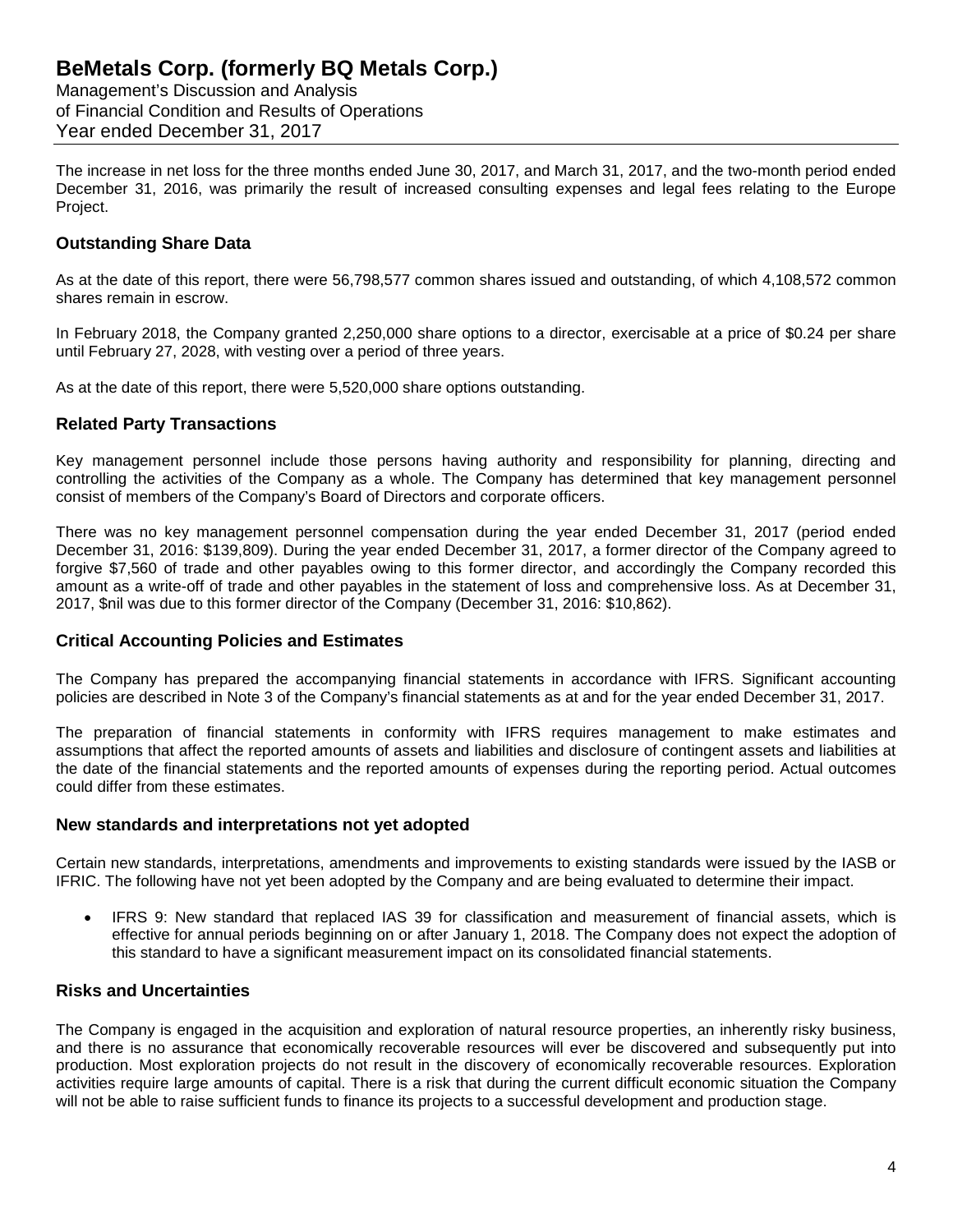The increase in net loss for the three months ended June 30, 2017, and March 31, 2017, and the two-month period ended December 31, 2016, was primarily the result of increased consulting expenses and legal fees relating to the Europe Project.

## Outstanding Share Data

As at the date of this report, there were 56,798,577 common shares issued and outstanding, of which 4,108,572 common shares remain in escrow.

In February 2018, the Company granted 2,250,000 share options to a director, exercisable at a price of $0.24 per share until February 27, 2028, with vesting over a period of three years.

As at the date of this report, there were 5,520,000 share options outstanding.

## Related Party Transactions

Key management personnel include those persons having authority and responsibility for planning, directing and controlling the activities of the Company as a whole. The Company has determined that key management personnel consist of members of the Company's Board of Directors and corporate officers.

There was no key management personnel compensation during the year ended December 31, 2017 (period ended December 31, 2016: $139,809). During the year ended December 31, 2017, a former director of the Company agreed to forgive $7,560 of trade and other payables owing to this former director, and accordingly the Company recorded this amount as a write-off of trade and other payables in the statement of loss and comprehensive loss. As at December 31, 2017, $nil was due to this former director of the Company (December 31, 2016: $10,862).

## Critical Accounting Policies and Estimates

The Company has prepared the accompanying financial statements in accordance with IFRS. Significant accounting policies are described in Note 3 of the Company's financial statements as at and for the year ended December 31, 2017.

The preparation of financial statements in conformity with IFRS requires management to make estimates and assumptions that affect the reported amounts of assets and liabilities and disclosure of contingent assets and liabilities at the date of the financial statements and the reported amounts of expenses during the reporting period. Actual outcomes could differ from these estimates.

## New standards and interpretations not yet adopted

Certain new standards, interpretations, amendments and improvements to existing standards were issued by the IASB or IFRIC. The following have not yet been adopted by the Company and are being evaluated to determine their impact.

- IFRS 9: New standard that replaced IAS 39 for classification and measurement of financial assets, which is effective for annual periods beginning on or after January 1, 2018. The Company does not expect the adoption of this standard to have a significant measurement impact on its consolidated financial statements.

## Risks and Uncertainties

The Company is engaged in the acquisition and exploration of natural resource properties, an inherently risky business, and there is no assurance that economically recoverable resources will ever be discovered and subsequently put into production. Most exploration projects do not result in the discovery of economically recoverable resources. Exploration activities require large amounts of capital. There is a risk that during the current difficult economic situation the Company will not be able to raise sufficient funds to finance its projects to a successful development and production stage.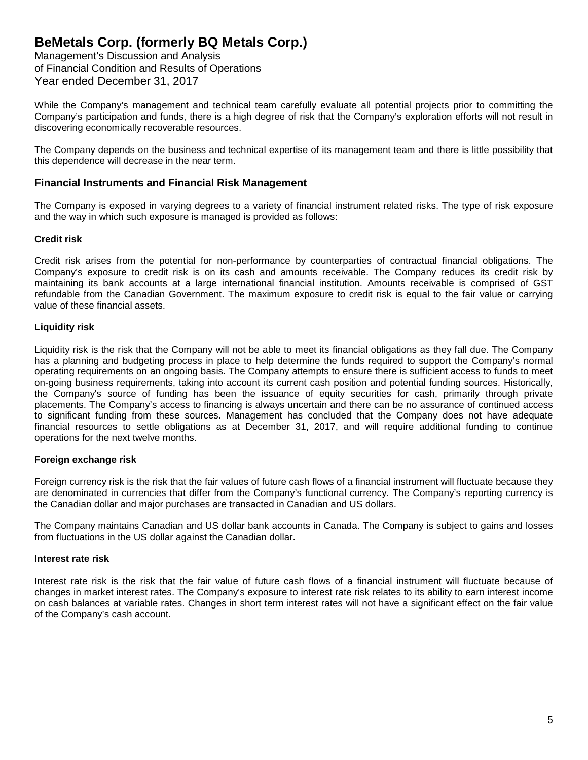While the Company's management and technical team carefully evaluate all potential projects prior to committing the Company's participation and funds, there is a high degree of risk that the Company's exploration efforts will not result in discovering economically recoverable resources.

The Company depends on the business and technical expertise of its management team and there is little possibility that this dependence will decrease in the near term.

## Financial Instruments and Financial Risk Management

The Company is exposed in varying degrees to a variety of financial instrument related risks. The type of risk exposure and the way in which such exposure is managed is provided as follows:

### Credit risk

Credit risk arises from the potential for non-performance by counterparties of contractual financial obligations. The Company's exposure to credit risk is on its cash and amounts receivable. The Company reduces its credit risk by maintaining its bank accounts at a large international financial institution. Amounts receivable is comprised of GST refundable from the Canadian Government. The maximum exposure to credit risk is equal to the fair value or carrying value of these financial assets.

### Liquidity risk

Liquidity risk is the risk that the Company will not be able to meet its financial obligations as they fall due. The Company has a planning and budgeting process in place to help determine the funds required to support the Company's normal operating requirements on an ongoing basis. The Company attempts to ensure there is sufficient access to funds to meet on-going business requirements, taking into account its current cash position and potential funding sources. Historically, the Company's source of funding has been the issuance of equity securities for cash, primarily through private placements. The Company's access to financing is always uncertain and there can be no assurance of continued access to significant funding from these sources. Management has concluded that the Company does not have adequate financial resources to settle obligations as at December 31, 2017, and will require additional funding to continue operations for the next twelve months.

### Foreign exchange risk

Foreign currency risk is the risk that the fair values of future cash flows of a financial instrument will fluctuate because they are denominated in currencies that differ from the Company's functional currency. The Company's reporting currency is the Canadian dollar and major purchases are transacted in Canadian and US dollars.

The Company maintains Canadian and US dollar bank accounts in Canada. The Company is subject to gains and losses from fluctuations in the US dollar against the Canadian dollar.

### Interest rate risk

Interest rate risk is the risk that the fair value of future cash flows of a financial instrument will fluctuate because of changes in market interest rates. The Company's exposure to interest rate risk relates to its ability to earn interest income on cash balances at variable rates. Changes in short term interest rates will not have a significant effect on the fair value of the Company's cash account.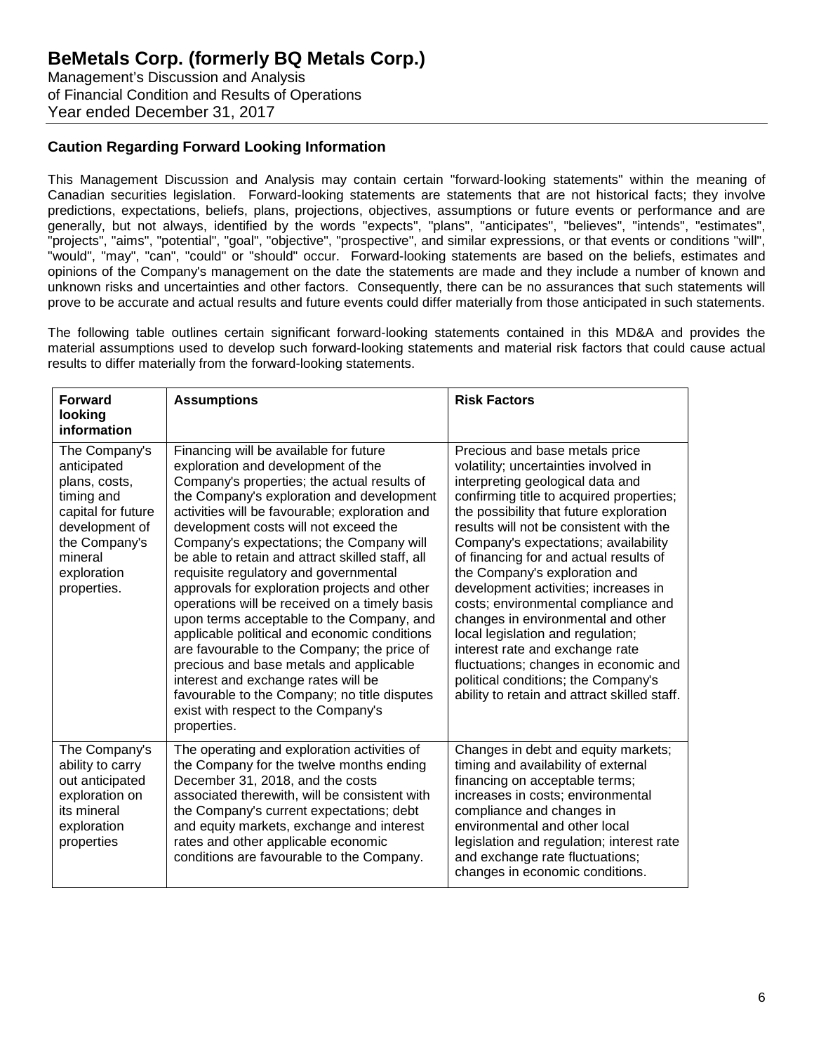## Caution Regarding Forward Looking Information

This Management Discussion and Analysis may contain certain "forward-looking statements" within the meaning of Canadian securities legislation. Forward-looking statements are statements that are not historical facts; they involve predictions, expectations, beliefs, plans, projections, objectives, assumptions or future events or performance and are generally, but not always, identified by the words "expects", "plans", "anticipates", "believes", "intends", "estimates", "projects", "aims", "potential", "goal", "objective", "prospective", and similar expressions, or that events or conditions "will", "would", "may", "can", "could" or "should" occur. Forward-looking statements are based on the beliefs, estimates and opinions of the Company's management on the date the statements are made and they include a number of known and unknown risks and uncertainties and other factors. Consequently, there can be no assurances that such statements will prove to be accurate and actual results and future events could differ materially from those anticipated in such statements.

The following table outlines certain significant forward-looking statements contained in this MD&A and provides the material assumptions used to develop such forward-looking statements and material risk factors that could cause actual results to differ materially from the forward-looking statements.

| Forward looking information | Assumptions | Risk Factors |
|---|---|---|
| The Company's anticipated plans, costs, timing and capital for future development of the Company's mineral exploration properties. | Financing will be available for future exploration and development of the Company's properties; the actual results of the Company's exploration and development activities will be favourable; exploration and development costs will not exceed the Company's expectations; the Company will be able to retain and attract skilled staff, all requisite regulatory and governmental approvals for exploration projects and other operations will be received on a timely basis upon terms acceptable to the Company, and applicable political and economic conditions are favourable to the Company; the price of precious and base metals and applicable interest and exchange rates will be favourable to the Company; no title disputes exist with respect to the Company's properties. | Precious and base metals price volatility; uncertainties involved in interpreting geological data and confirming title to acquired properties; the possibility that future exploration results will not be consistent with the Company's expectations; availability of financing for and actual results of the Company's exploration and development activities; increases in costs; environmental compliance and changes in environmental and other local legislation and regulation; interest rate and exchange rate fluctuations; changes in economic and political conditions; the Company's ability to retain and attract skilled staff. |
| The Company's ability to carry out anticipated exploration on its mineral exploration properties | The operating and exploration activities of the Company for the twelve months ending December 31, 2018, and the costs associated therewith, will be consistent with the Company's current expectations; debt and equity markets, exchange and interest rates and other applicable economic conditions are favourable to the Company. | Changes in debt and equity markets; timing and availability of external financing on acceptable terms; increases in costs; environmental compliance and changes in environmental and other local legislation and regulation; interest rate and exchange rate fluctuations; changes in economic conditions. |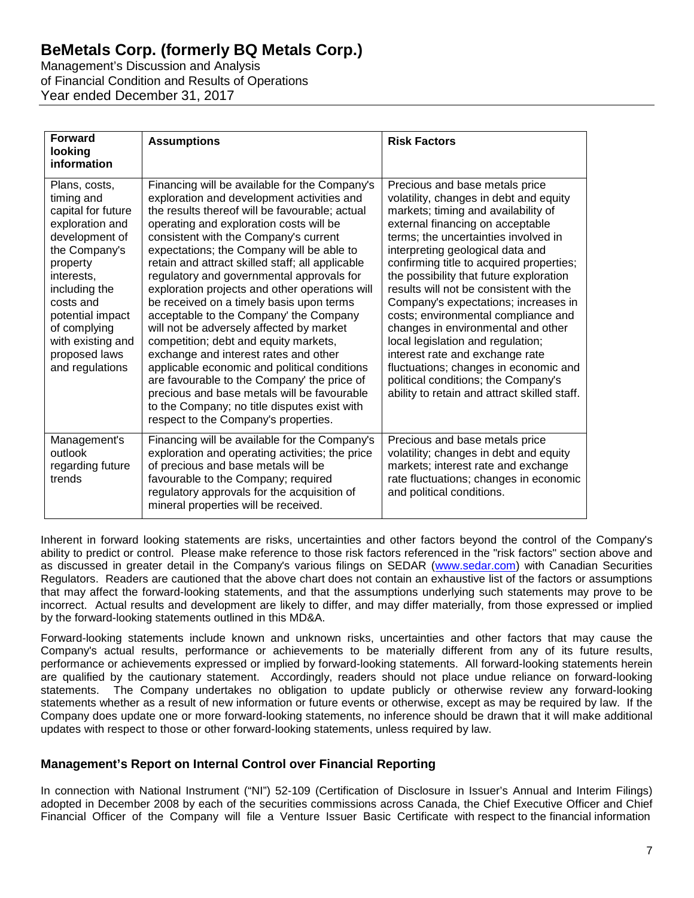| Forward looking information | Assumptions | Risk Factors |
|---|---|---|
| Plans, costs, timing and capital for future exploration and development of the Company's property interests, including the costs and potential impact of complying with existing and proposed laws and regulations | Financing will be available for the Company's exploration and development activities and the results thereof will be favourable; actual operating and exploration costs will be consistent with the Company's current expectations; the Company will be able to retain and attract skilled staff; all applicable regulatory and governmental approvals for exploration projects and other operations will be received on a timely basis upon terms acceptable to the Company' the Company will not be adversely affected by market competition; debt and equity markets, exchange and interest rates and other applicable economic and political conditions are favourable to the Company' the price of precious and base metals will be favourable to the Company; no title disputes exist with respect to the Company's properties. | Precious and base metals price volatility, changes in debt and equity markets; timing and availability of external financing on acceptable terms; the uncertainties involved in interpreting geological data and confirming title to acquired properties; the possibility that future exploration results will not be consistent with the Company's expectations; increases in costs; environmental compliance and changes in environmental and other local legislation and regulation; interest rate and exchange rate fluctuations; changes in economic and political conditions; the Company's ability to retain and attract skilled staff. |
| Management's outlook regarding future trends | Financing will be available for the Company's exploration and operating activities; the price of precious and base metals will be favourable to the Company; required regulatory approvals for the acquisition of mineral properties will be received. | Precious and base metals price volatility; changes in debt and equity markets; interest rate and exchange rate fluctuations; changes in economic and political conditions. |

Inherent in forward looking statements are risks, uncertainties and other factors beyond the control of the Company's ability to predict or control. Please make reference to those risk factors referenced in the "risk factors" section above and as discussed in greater detail in the Company's various filings on SEDAR (www.sedar.com) with Canadian Securities Regulators. Readers are cautioned that the above chart does not contain an exhaustive list of the factors or assumptions that may affect the forward-looking statements, and that the assumptions underlying such statements may prove to be incorrect. Actual results and development are likely to differ, and may differ materially, from those expressed or implied by the forward-looking statements outlined in this MD&A.

Forward-looking statements include known and unknown risks, uncertainties and other factors that may cause the Company's actual results, performance or achievements to be materially different from any of its future results, performance or achievements expressed or implied by forward-looking statements. All forward-looking statements herein are qualified by the cautionary statement. Accordingly, readers should not place undue reliance on forward-looking statements. The Company undertakes no obligation to update publicly or otherwise review any forward-looking statements whether as a result of new information or future events or otherwise, except as may be required by law. If the Company does update one or more forward-looking statements, no inference should be drawn that it will make additional updates with respect to those or other forward-looking statements, unless required by law.

## Management's Report on Internal Control over Financial Reporting

In connection with National Instrument ("NI") 52-109 (Certification of Disclosure in Issuer's Annual and Interim Filings) adopted in December 2008 by each of the securities commissions across Canada, the Chief Executive Officer and Chief Financial Officer of the Company will file a Venture Issuer Basic Certificate with respect to the financial information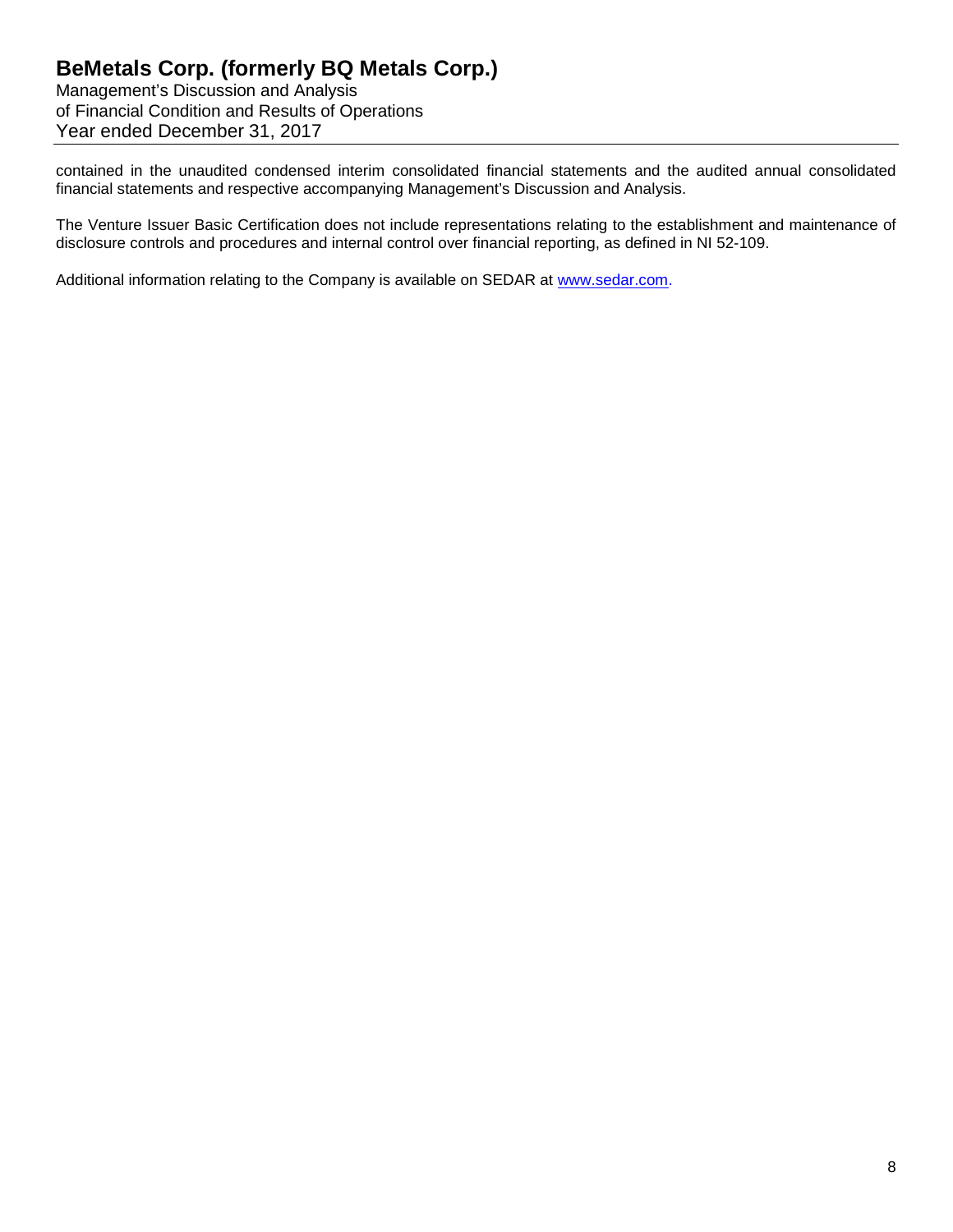contained in the unaudited condensed interim consolidated financial statements and the audited annual consolidated financial statements and respective accompanying Management's Discussion and Analysis.

The Venture Issuer Basic Certification does not include representations relating to the establishment and maintenance of disclosure controls and procedures and internal control over financial reporting, as defined in NI 52-109.

Additional information relating to the Company is available on SEDAR at www.sedar.com.